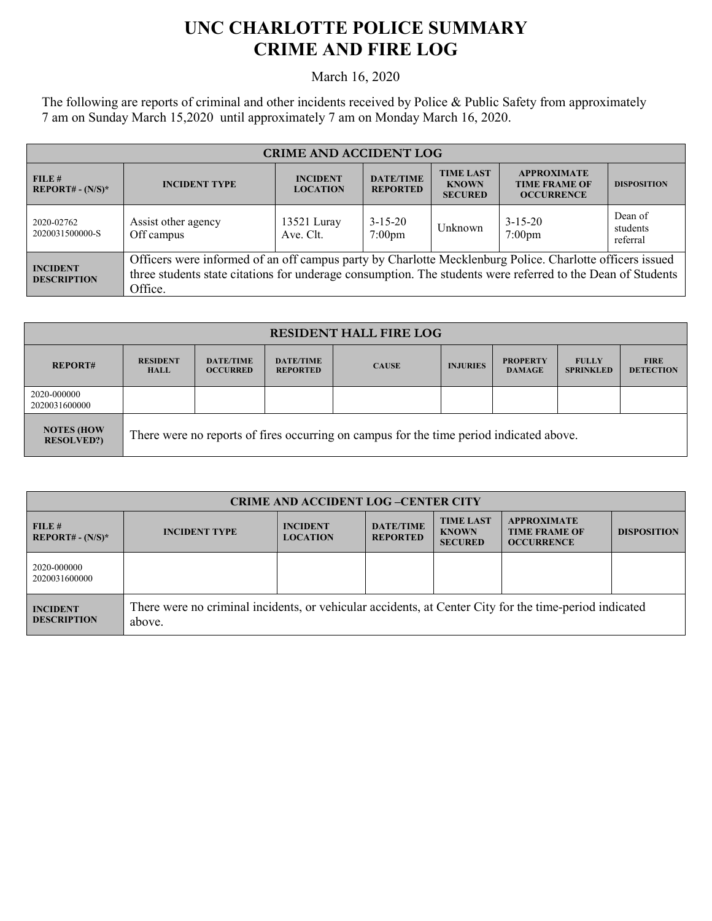# UNC CHARLOTTE POLICE SUMMARY
# CRIME AND FIRE LOG

March 16, 2020

The following are reports of criminal and other incidents received by Police & Public Safety from approximately 7 am on Sunday March 15,2020 until approximately 7 am on Monday March 16, 2020.

| CRIME AND ACCIDENT LOG | | | | | | |
|---|---|---|---|---|---|---|
| **FILE # REPORT# - (N/S)*** | **INCIDENT TYPE** | **INCIDENT LOCATION** | **DATE/TIME REPORTED** | **TIME LAST KNOWN SECURED** | **APPROXIMATE TIME FRAME OF OCCURRENCE** | **DISPOSITION** |
| 2020-02762 2020031500000-S | Assist other agency Off campus | 13521 Luray Ave. Clt. | 3-15-20 7:00pm | Unknown | 3-15-20 7:00pm | Dean of students referral |
| **INCIDENT DESCRIPTION** | Officers were informed of an off campus party by Charlotte Mecklenburg Police. Charlotte officers issued three students state citations for underage consumption. The students were referred to the Dean of Students Office. | | | | | |

| RESIDENT HALL FIRE LOG | | | | | | | | |
|---|---|---|---|---|---|---|---|---|
| **REPORT#** | **RESIDENT HALL** | **DATE/TIME OCCURRED** | **DATE/TIME REPORTED** | **CAUSE** | **INJURIES** | **PROPERTY DAMAGE** | **FULLY SPRINKLED** | **FIRE DETECTION** |
| 2020-000000 2020031600000 | | | | | | | | |
| **NOTES (HOW RESOLVED?)** | There were no reports of fires occurring on campus for the time period indicated above. | | | | | | | |

| CRIME AND ACCIDENT LOG –CENTER CITY | | | | | | |
|---|---|---|---|---|---|---|
| **FILE # REPORT# - (N/S)*** | **INCIDENT TYPE** | **INCIDENT LOCATION** | **DATE/TIME REPORTED** | **TIME LAST KNOWN SECURED** | **APPROXIMATE TIME FRAME OF OCCURRENCE** | **DISPOSITION** |
| 2020-000000 2020031600000 | | | | | | |
| **INCIDENT DESCRIPTION** | There were no criminal incidents, or vehicular accidents, at Center City for the time-period indicated above. | | | | | |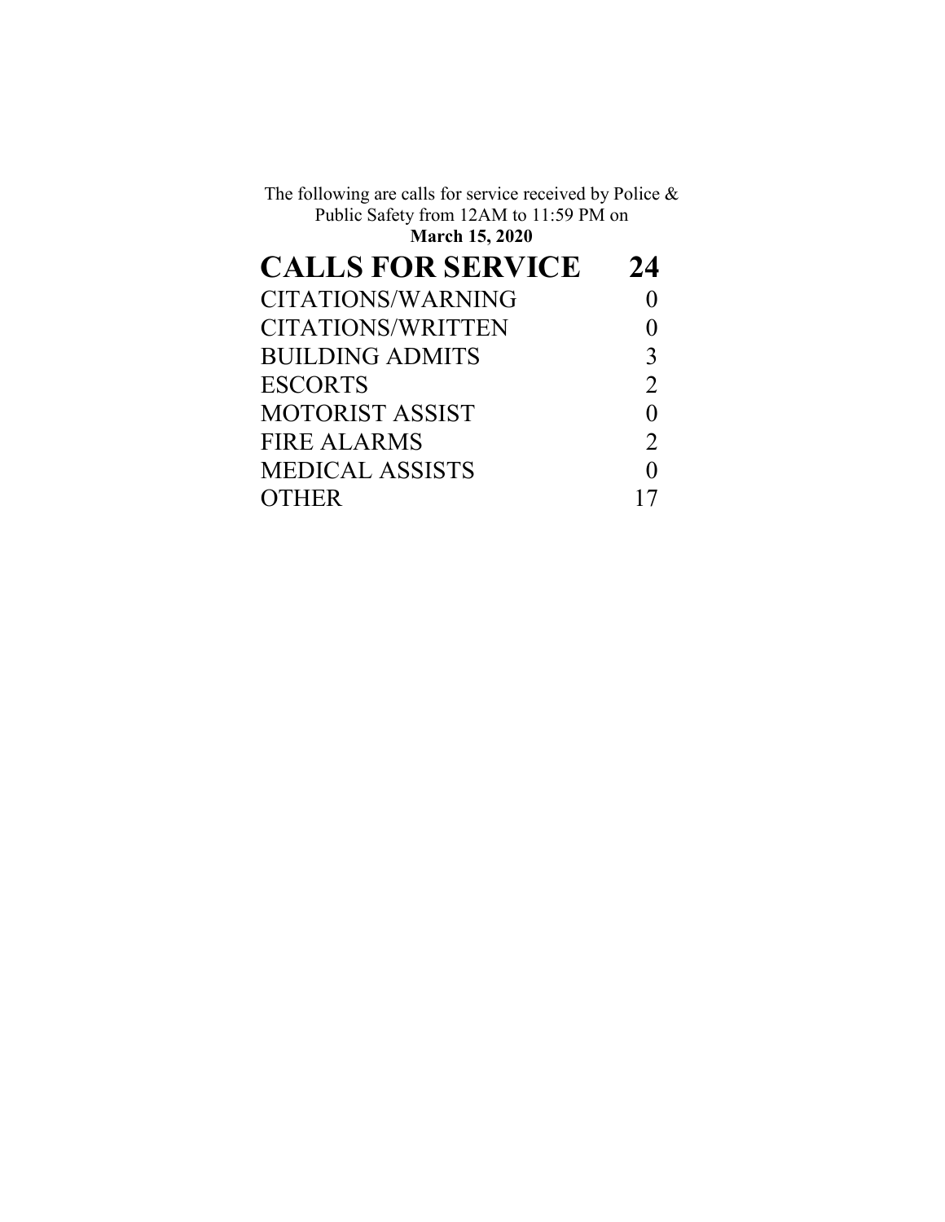The following are calls for service received by Police & Public Safety from 12AM to 11:59 PM on
**March 15, 2020**

| | |
|---|---|
| **CALLS FOR SERVICE** | **24** |
| CITATIONS/WARNING | 0 |
| CITATIONS/WRITTEN | 0 |
| BUILDING ADMITS | 3 |
| ESCORTS | 2 |
| MOTORIST ASSIST | 0 |
| FIRE ALARMS | 2 |
| MEDICAL ASSISTS | 0 |
| OTHER | 17 |